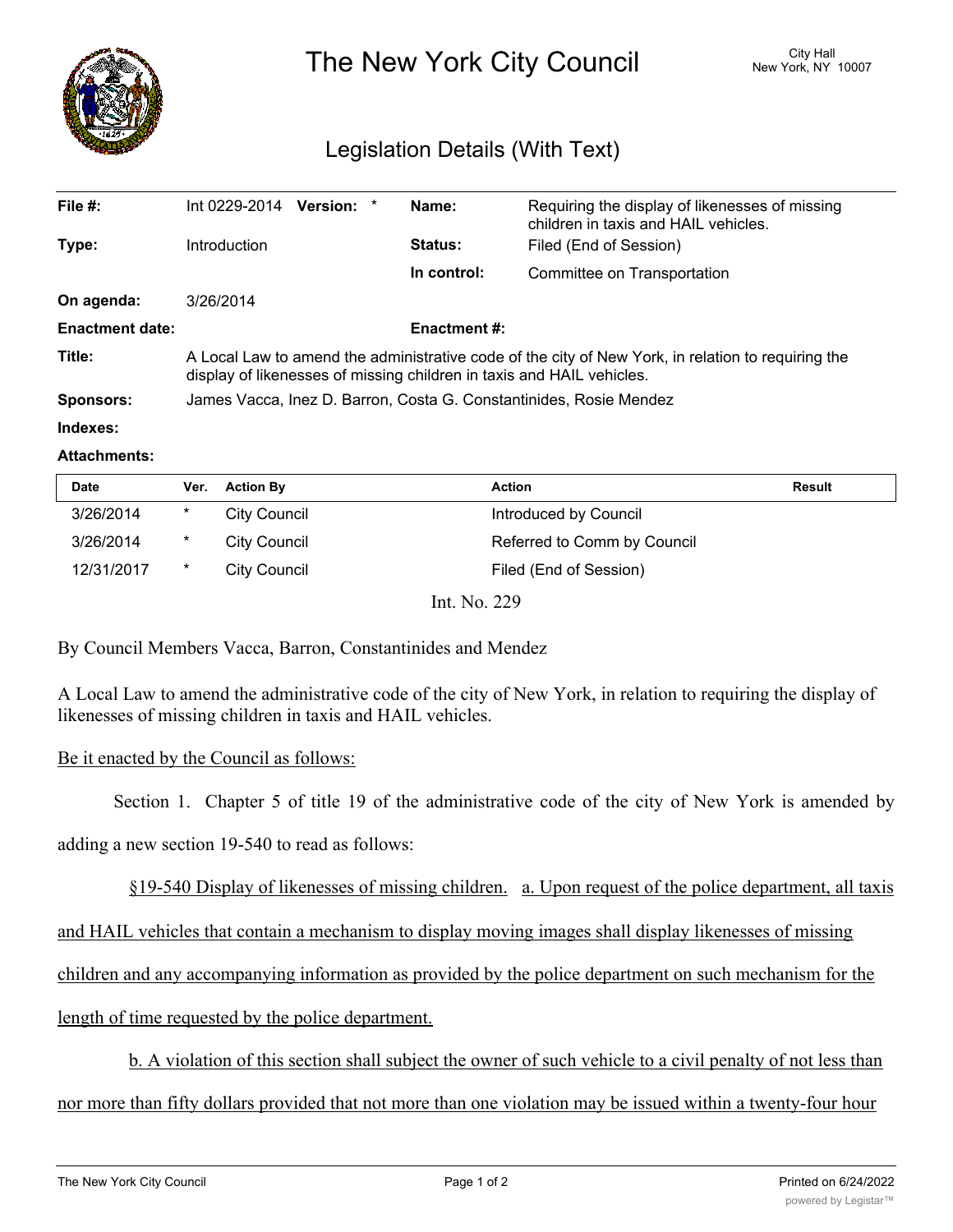# The New York City Council

City Hall
New York, NY 10007

## Legislation Details (With Text)

| | | | |
|---|---|---|---|
| **File #:** | Int 0229-2014 **Version:** * | **Name:** | Requiring the display of likenesses of missing children in taxis and HAIL vehicles. |
| **Type:** | Introduction | **Status:** | Filed (End of Session) |
| | | **In control:** | Committee on Transportation |
| **On agenda:** | 3/26/2014 | | |
| **Enactment date:** | | **Enactment #:** | |

**Title:** A Local Law to amend the administrative code of the city of New York, in relation to requiring the display of likenesses of missing children in taxis and HAIL vehicles.

**Sponsors:** James Vacca, Inez D. Barron, Costa G. Constantinides, Rosie Mendez

**Indexes:**

**Attachments:**

| Date | Ver. | Action By | Action | Result |
|---|---|---|---|---|
| 3/26/2014 | * | City Council | Introduced by Council | |
| 3/26/2014 | * | City Council | Referred to Comm by Council | |
| 12/31/2017 | * | City Council | Filed (End of Session) | |

Int. No. 229

By Council Members Vacca, Barron, Constantinides and Mendez

A Local Law to amend the administrative code of the city of New York, in relation to requiring the display of likenesses of missing children in taxis and HAIL vehicles.

Be it enacted by the Council as follows:

Section 1. Chapter 5 of title 19 of the administrative code of the city of New York is amended by adding a new section 19-540 to read as follows:

§19-540 Display of likenesses of missing children. a. Upon request of the police department, all taxis and HAIL vehicles that contain a mechanism to display moving images shall display likenesses of missing children and any accompanying information as provided by the police department on such mechanism for the length of time requested by the police department.

b. A violation of this section shall subject the owner of such vehicle to a civil penalty of not less than nor more than fifty dollars provided that not more than one violation may be issued within a twenty-four hour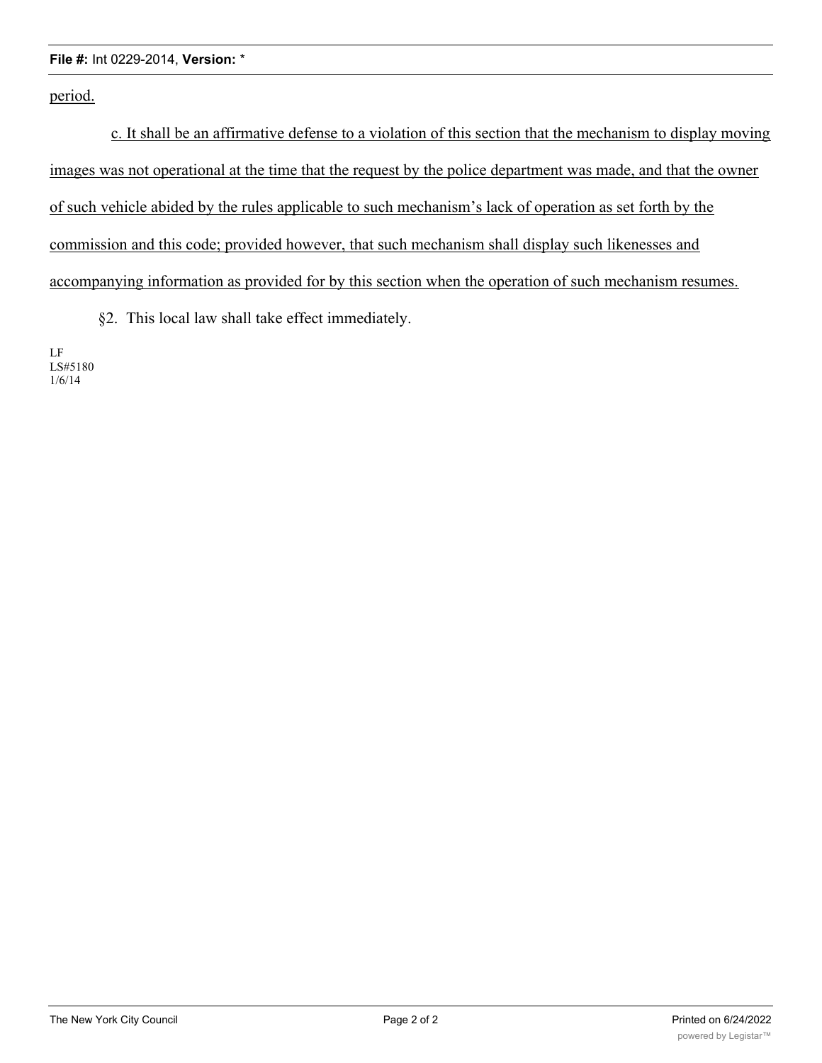period.

c. It shall be an affirmative defense to a violation of this section that the mechanism to display moving images was not operational at the time that the request by the police department was made, and that the owner of such vehicle abided by the rules applicable to such mechanism's lack of operation as set forth by the commission and this code; provided however, that such mechanism shall display such likenesses and accompanying information as provided for by this section when the operation of such mechanism resumes.

§2. This local law shall take effect immediately.

LF
LS#5180
1/6/14